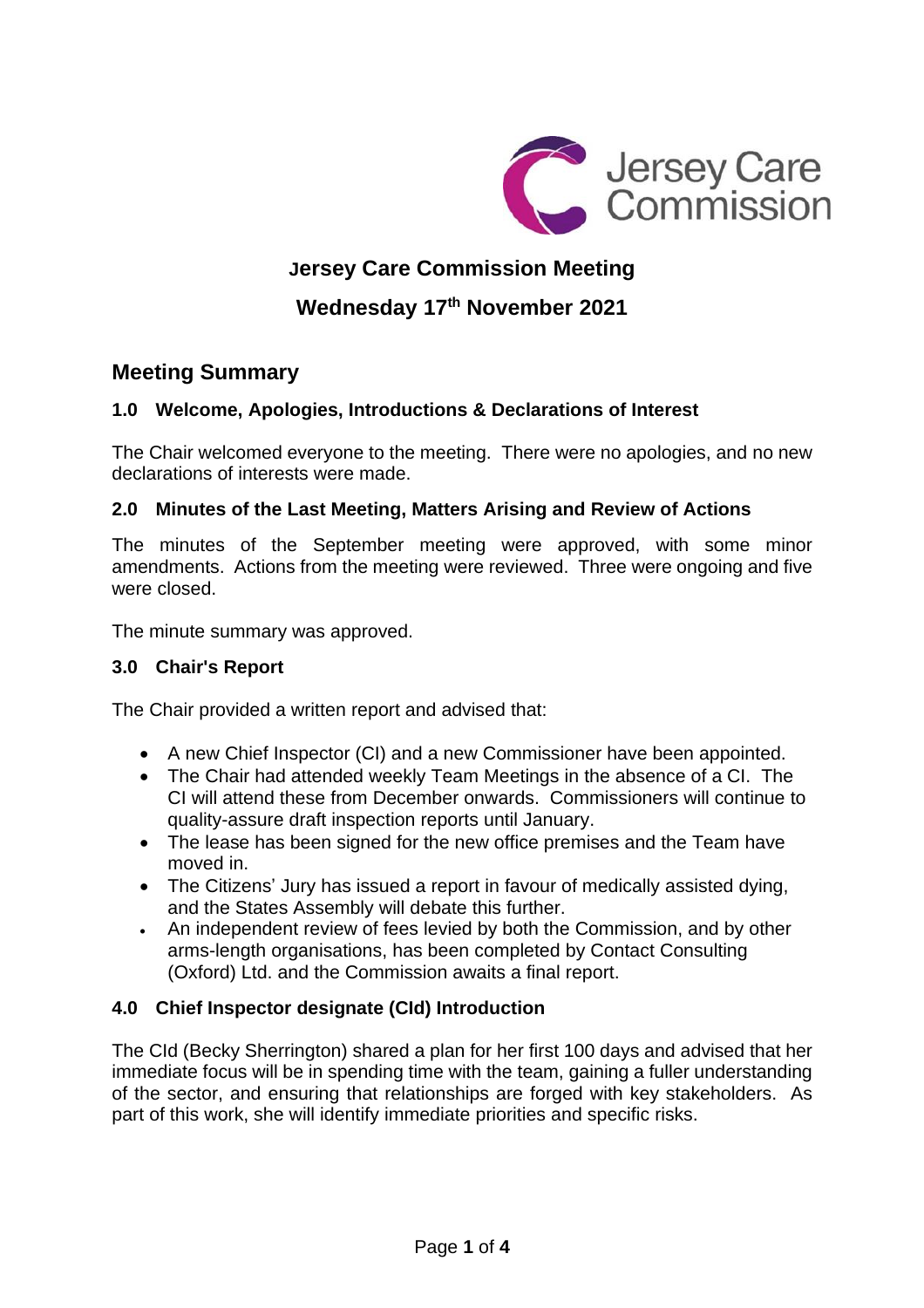# Jersey Care Commission Meeting

# Wednesday 17th November 2021

## Meeting Summary

### 1.0 Welcome, Apologies, Introductions & Declarations of Interest

The Chair welcomed everyone to the meeting. There were no apologies, and no new declarations of interests were made.

### 2.0 Minutes of the Last Meeting, Matters Arising and Review of Actions

The minutes of the September meeting were approved, with some minor amendments. Actions from the meeting were reviewed. Three were ongoing and five were closed.

The minute summary was approved.

### 3.0 Chair's Report

The Chair provided a written report and advised that:

- A new Chief Inspector (CI) and a new Commissioner have been appointed.
- The Chair had attended weekly Team Meetings in the absence of a CI. The CI will attend these from December onwards. Commissioners will continue to quality-assure draft inspection reports until January.
- The lease has been signed for the new office premises and the Team have moved in.
- The Citizens' Jury has issued a report in favour of medically assisted dying, and the States Assembly will debate this further.
- An independent review of fees levied by both the Commission, and by other arms-length organisations, has been completed by Contact Consulting (Oxford) Ltd. and the Commission awaits a final report.

### 4.0 Chief Inspector designate (CId) Introduction

The CId (Becky Sherrington) shared a plan for her first 100 days and advised that her immediate focus will be in spending time with the team, gaining a fuller understanding of the sector, and ensuring that relationships are forged with key stakeholders. As part of this work, she will identify immediate priorities and specific risks.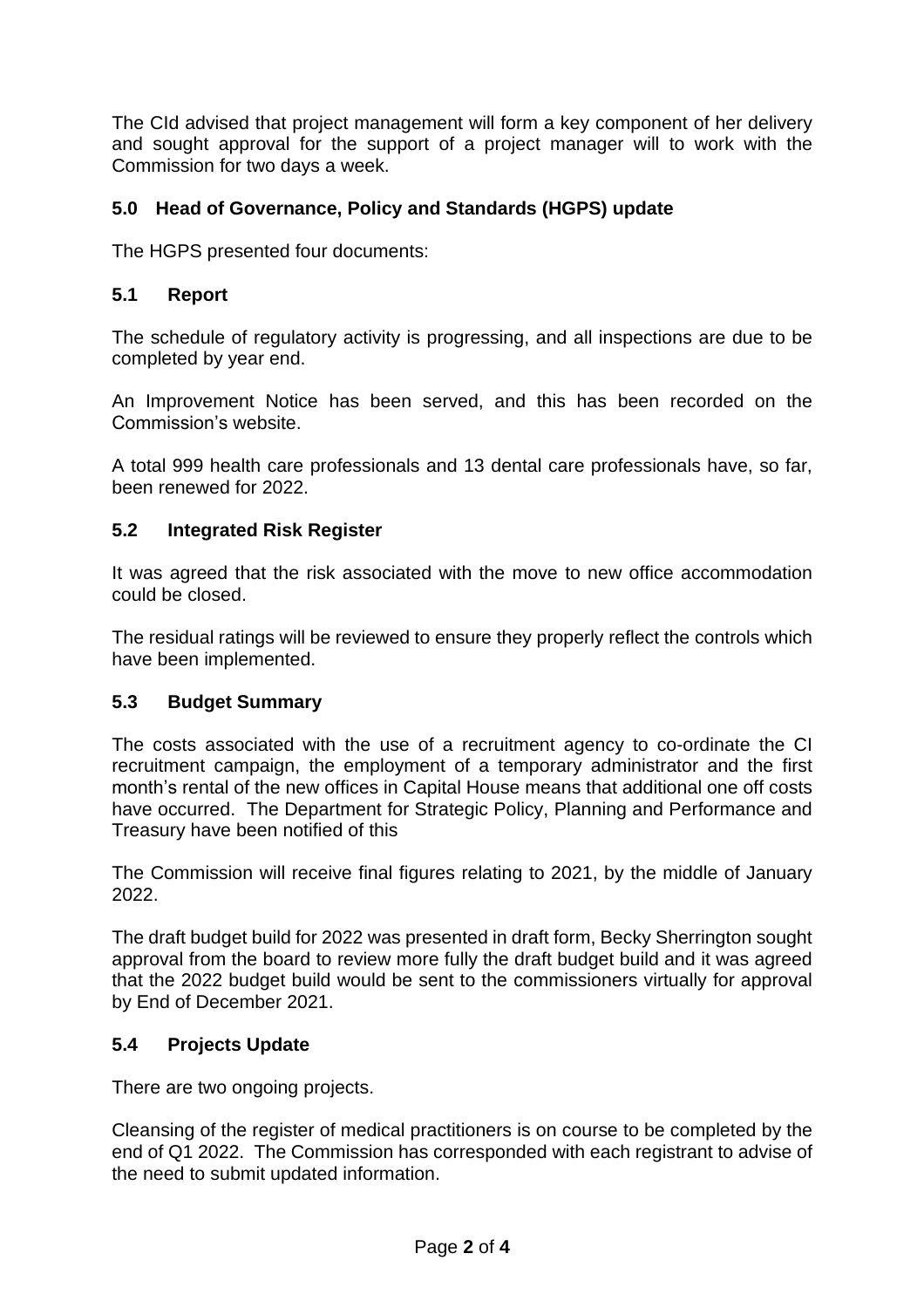The CId advised that project management will form a key component of her delivery and sought approval for the support of a project manager will to work with the Commission for two days a week.

## 5.0 Head of Governance, Policy and Standards (HGPS) update

The HGPS presented four documents:

### 5.1 Report

The schedule of regulatory activity is progressing, and all inspections are due to be completed by year end.

An Improvement Notice has been served, and this has been recorded on the Commission's website.

A total 999 health care professionals and 13 dental care professionals have, so far, been renewed for 2022.

### 5.2 Integrated Risk Register

It was agreed that the risk associated with the move to new office accommodation could be closed.

The residual ratings will be reviewed to ensure they properly reflect the controls which have been implemented.

### 5.3 Budget Summary

The costs associated with the use of a recruitment agency to co-ordinate the CI recruitment campaign, the employment of a temporary administrator and the first month's rental of the new offices in Capital House means that additional one off costs have occurred. The Department for Strategic Policy, Planning and Performance and Treasury have been notified of this

The Commission will receive final figures relating to 2021, by the middle of January 2022.

The draft budget build for 2022 was presented in draft form, Becky Sherrington sought approval from the board to review more fully the draft budget build and it was agreed that the 2022 budget build would be sent to the commissioners virtually for approval by End of December 2021.

### 5.4 Projects Update

There are two ongoing projects.

Cleansing of the register of medical practitioners is on course to be completed by the end of Q1 2022. The Commission has corresponded with each registrant to advise of the need to submit updated information.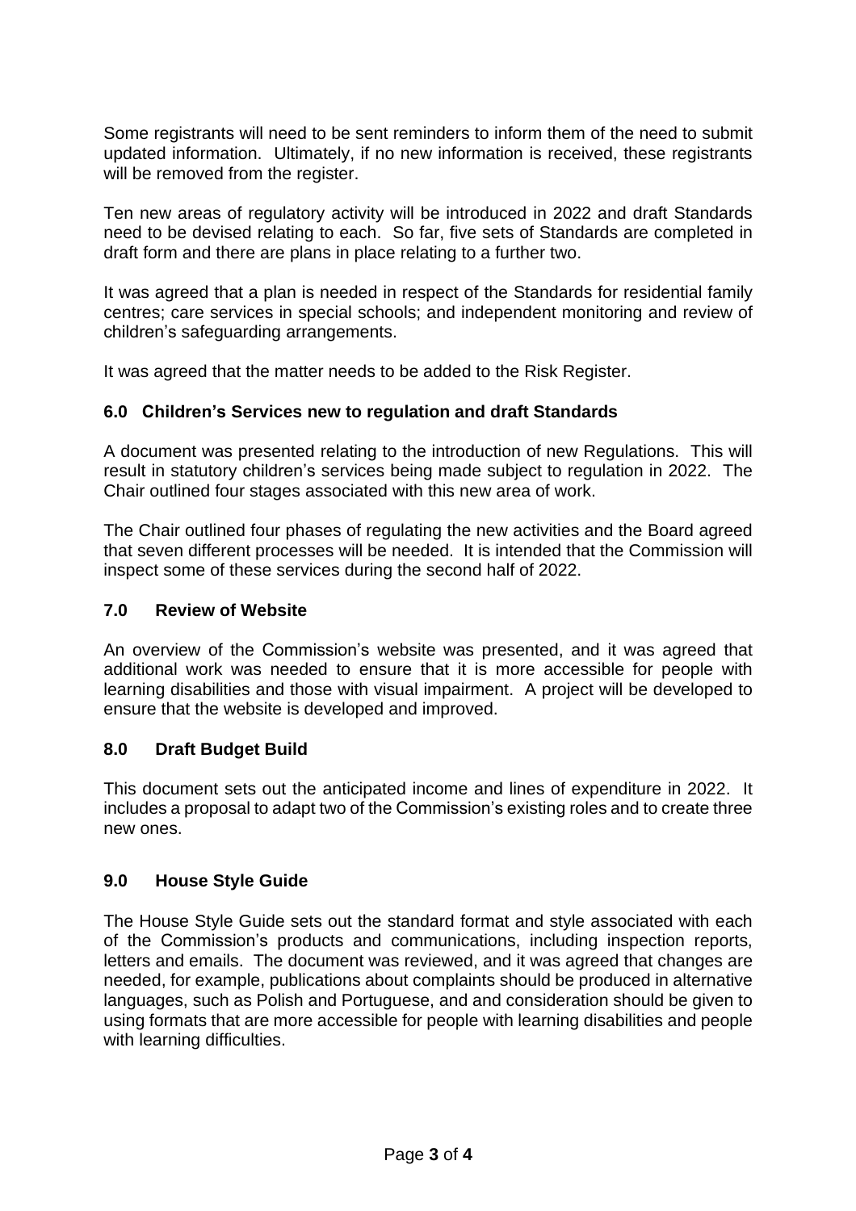Some registrants will need to be sent reminders to inform them of the need to submit updated information. Ultimately, if no new information is received, these registrants will be removed from the register.

Ten new areas of regulatory activity will be introduced in 2022 and draft Standards need to be devised relating to each. So far, five sets of Standards are completed in draft form and there are plans in place relating to a further two.

It was agreed that a plan is needed in respect of the Standards for residential family centres; care services in special schools; and independent monitoring and review of children's safeguarding arrangements.

It was agreed that the matter needs to be added to the Risk Register.

### 6.0 Children's Services new to regulation and draft Standards

A document was presented relating to the introduction of new Regulations. This will result in statutory children's services being made subject to regulation in 2022. The Chair outlined four stages associated with this new area of work.

The Chair outlined four phases of regulating the new activities and the Board agreed that seven different processes will be needed. It is intended that the Commission will inspect some of these services during the second half of 2022.

### 7.0 Review of Website

An overview of the Commission's website was presented, and it was agreed that additional work was needed to ensure that it is more accessible for people with learning disabilities and those with visual impairment. A project will be developed to ensure that the website is developed and improved.

### 8.0 Draft Budget Build

This document sets out the anticipated income and lines of expenditure in 2022. It includes a proposal to adapt two of the Commission's existing roles and to create three new ones.

### 9.0 House Style Guide

The House Style Guide sets out the standard format and style associated with each of the Commission's products and communications, including inspection reports, letters and emails. The document was reviewed, and it was agreed that changes are needed, for example, publications about complaints should be produced in alternative languages, such as Polish and Portuguese, and and consideration should be given to using formats that are more accessible for people with learning disabilities and people with learning difficulties.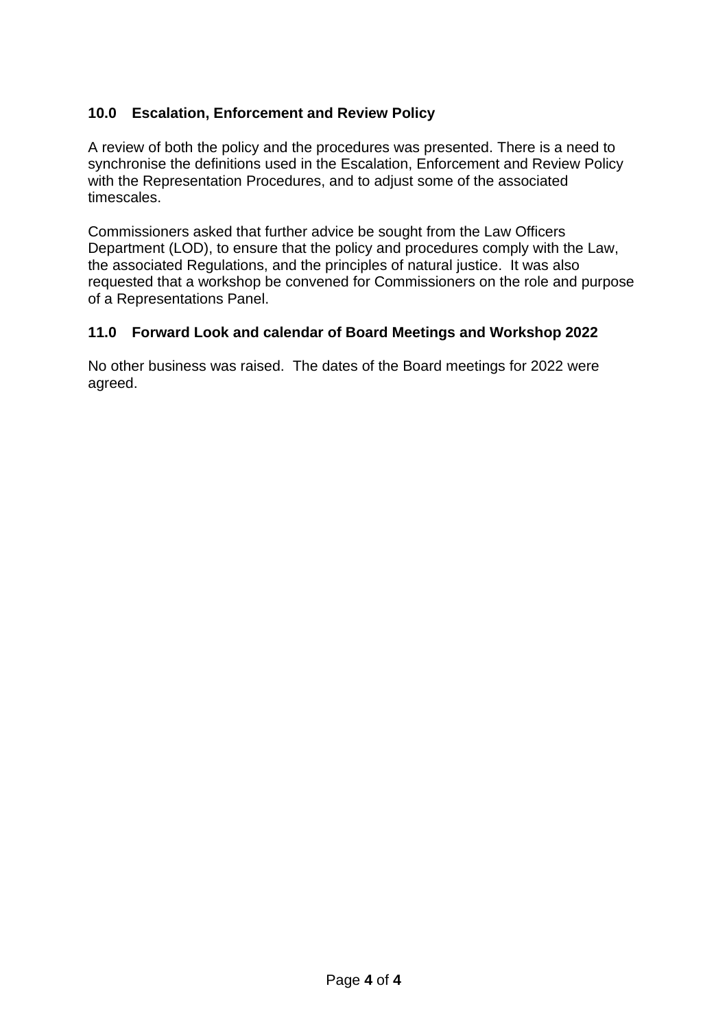## 10.0 Escalation, Enforcement and Review Policy

A review of both the policy and the procedures was presented. There is a need to synchronise the definitions used in the Escalation, Enforcement and Review Policy with the Representation Procedures, and to adjust some of the associated timescales.

Commissioners asked that further advice be sought from the Law Officers Department (LOD), to ensure that the policy and procedures comply with the Law, the associated Regulations, and the principles of natural justice. It was also requested that a workshop be convened for Commissioners on the role and purpose of a Representations Panel.

## 11.0 Forward Look and calendar of Board Meetings and Workshop 2022

No other business was raised. The dates of the Board meetings for 2022 were agreed.